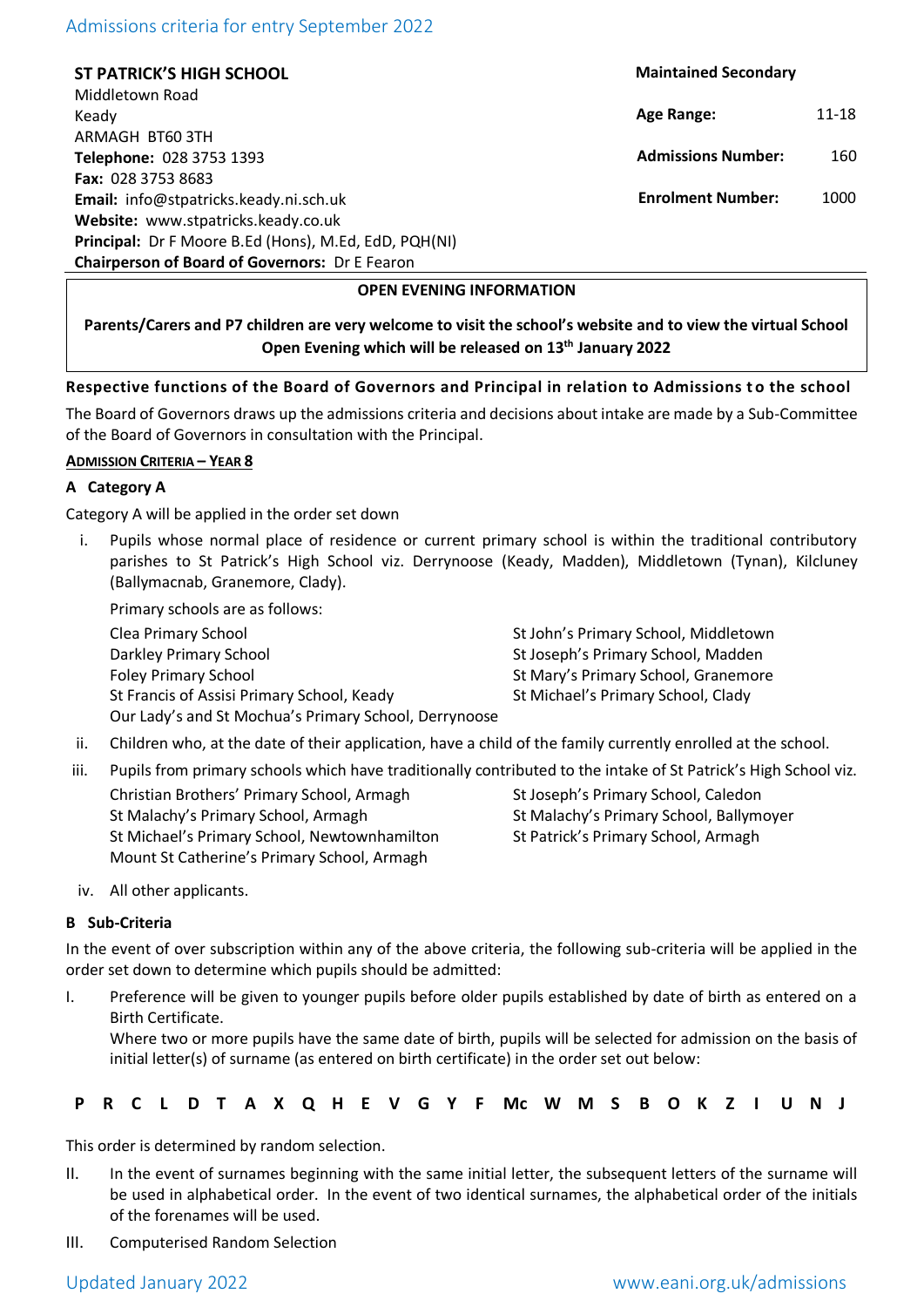Admissions criteria for entry September 2022

| **ST PATRICK'S HIGH SCHOOL** | **Maintained Secondary** | |
|---|---|---|
| Middletown Road | | |
| Keady | **Age Range:** | 11-18 |
| ARMAGH BT60 3TH | | |
| **Telephone:** 028 3753 1393 | **Admissions Number:** | 160 |
| **Fax:** 028 3753 8683 | | |
| **Email:** info@stpatricks.keady.ni.sch.uk | **Enrolment Number:** | 1000 |
| **Website:** www.stpatricks.keady.co.uk | | |
| **Principal:** Dr F Moore B.Ed (Hons), M.Ed, EdD, PQH(NI) | | |
| **Chairperson of Board of Governors:** Dr E Fearon | | |

**OPEN EVENING INFORMATION**

**Parents/Carers and P7 children are very welcome to visit the school's website and to view the virtual School Open Evening which will be released on 13th January 2022**

**Respective functions of the Board of Governors and Principal in relation to Admissions to the school**

The Board of Governors draws up the admissions criteria and decisions about intake are made by a Sub-Committee of the Board of Governors in consultation with the Principal.

**ADMISSION CRITERIA – YEAR 8**

**A Category A**

Category A will be applied in the order set down

i. Pupils whose normal place of residence or current primary school is within the traditional contributory parishes to St Patrick's High School viz. Derrynoose (Keady, Madden), Middletown (Tynan), Kilcluney (Ballymacnab, Granemore, Clady).

   Primary schools are as follows:

   - Clea Primary School
   - Darkley Primary School
   - Foley Primary School
   - St Francis of Assisi Primary School, Keady
   - Our Lady's and St Mochua's Primary School, Derrynoose
   - St John's Primary School, Middletown
   - St Joseph's Primary School, Madden
   - St Mary's Primary School, Granemore
   - St Michael's Primary School, Clady

ii. Children who, at the date of their application, have a child of the family currently enrolled at the school.

iii. Pupils from primary schools which have traditionally contributed to the intake of St Patrick's High School viz.

   - Christian Brothers' Primary School, Armagh
   - St Malachy's Primary School, Armagh
   - St Michael's Primary School, Newtownhamilton
   - Mount St Catherine's Primary School, Armagh
   - St Joseph's Primary School, Caledon
   - St Malachy's Primary School, Ballymoyer
   - St Patrick's Primary School, Armagh

iv. All other applicants.

**B Sub-Criteria**

In the event of over subscription within any of the above criteria, the following sub-criteria will be applied in the order set down to determine which pupils should be admitted:

I. Preference will be given to younger pupils before older pupils established by date of birth as entered on a Birth Certificate.
   Where two or more pupils have the same date of birth, pupils will be selected for admission on the basis of initial letter(s) of surname (as entered on birth certificate) in the order set out below:

**P R C L D T A X Q H E V G Y F Mc W M S B O K Z I U N J**

This order is determined by random selection.

II. In the event of surnames beginning with the same initial letter, the subsequent letters of the surname will be used in alphabetical order. In the event of two identical surnames, the alphabetical order of the initials of the forenames will be used.

III. Computerised Random Selection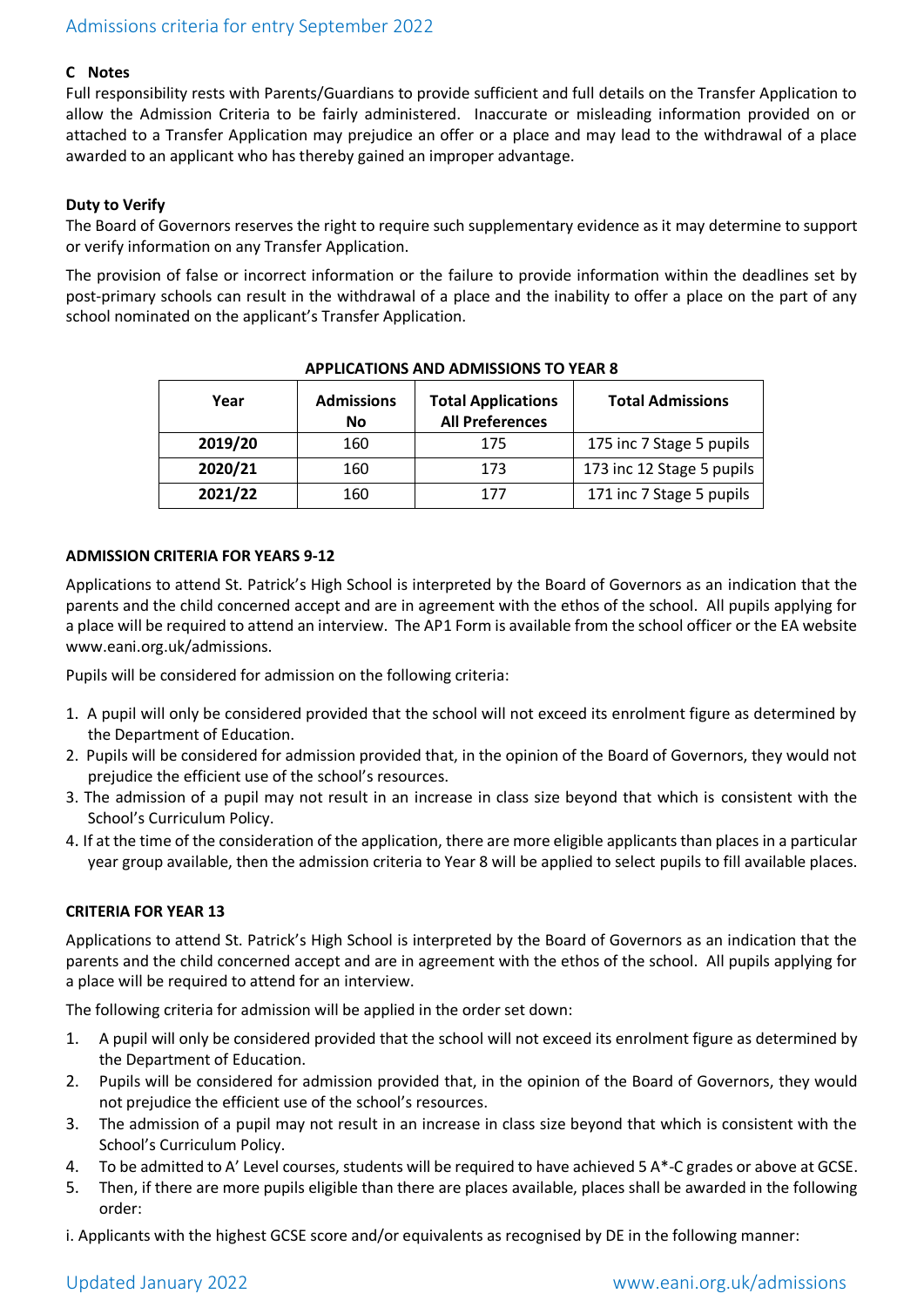### C Notes

Full responsibility rests with Parents/Guardians to provide sufficient and full details on the Transfer Application to allow the Admission Criteria to be fairly administered. Inaccurate or misleading information provided on or attached to a Transfer Application may prejudice an offer or a place and may lead to the withdrawal of a place awarded to an applicant who has thereby gained an improper advantage.

**Duty to Verify**

The Board of Governors reserves the right to require such supplementary evidence as it may determine to support or verify information on any Transfer Application.

The provision of false or incorrect information or the failure to provide information within the deadlines set by post-primary schools can result in the withdrawal of a place and the inability to offer a place on the part of any school nominated on the applicant's Transfer Application.

**APPLICATIONS AND ADMISSIONS TO YEAR 8**

| Year | Admissions No | Total Applications All Preferences | Total Admissions |
|---|---|---|---|
| **2019/20** | 160 | 175 | 175 inc 7 Stage 5 pupils |
| **2020/21** | 160 | 173 | 173 inc 12 Stage 5 pupils |
| **2021/22** | 160 | 177 | 171 inc 7 Stage 5 pupils |

**ADMISSION CRITERIA FOR YEARS 9-12**

Applications to attend St. Patrick's High School is interpreted by the Board of Governors as an indication that the parents and the child concerned accept and are in agreement with the ethos of the school. All pupils applying for a place will be required to attend an interview. The AP1 Form is available from the school officer or the EA website www.eani.org.uk/admissions.

Pupils will be considered for admission on the following criteria:

1. A pupil will only be considered provided that the school will not exceed its enrolment figure as determined by the Department of Education.
2. Pupils will be considered for admission provided that, in the opinion of the Board of Governors, they would not prejudice the efficient use of the school's resources.
3. The admission of a pupil may not result in an increase in class size beyond that which is consistent with the School's Curriculum Policy.
4. If at the time of the consideration of the application, there are more eligible applicants than places in a particular year group available, then the admission criteria to Year 8 will be applied to select pupils to fill available places.

**CRITERIA FOR YEAR 13**

Applications to attend St. Patrick's High School is interpreted by the Board of Governors as an indication that the parents and the child concerned accept and are in agreement with the ethos of the school. All pupils applying for a place will be required to attend for an interview.

The following criteria for admission will be applied in the order set down:

1. A pupil will only be considered provided that the school will not exceed its enrolment figure as determined by the Department of Education.
2. Pupils will be considered for admission provided that, in the opinion of the Board of Governors, they would not prejudice the efficient use of the school's resources.
3. The admission of a pupil may not result in an increase in class size beyond that which is consistent with the School's Curriculum Policy.
4. To be admitted to A' Level courses, students will be required to have achieved 5 A*-C grades or above at GCSE.
5. Then, if there are more pupils eligible than there are places available, places shall be awarded in the following order:

i. Applicants with the highest GCSE score and/or equivalents as recognised by DE in the following manner: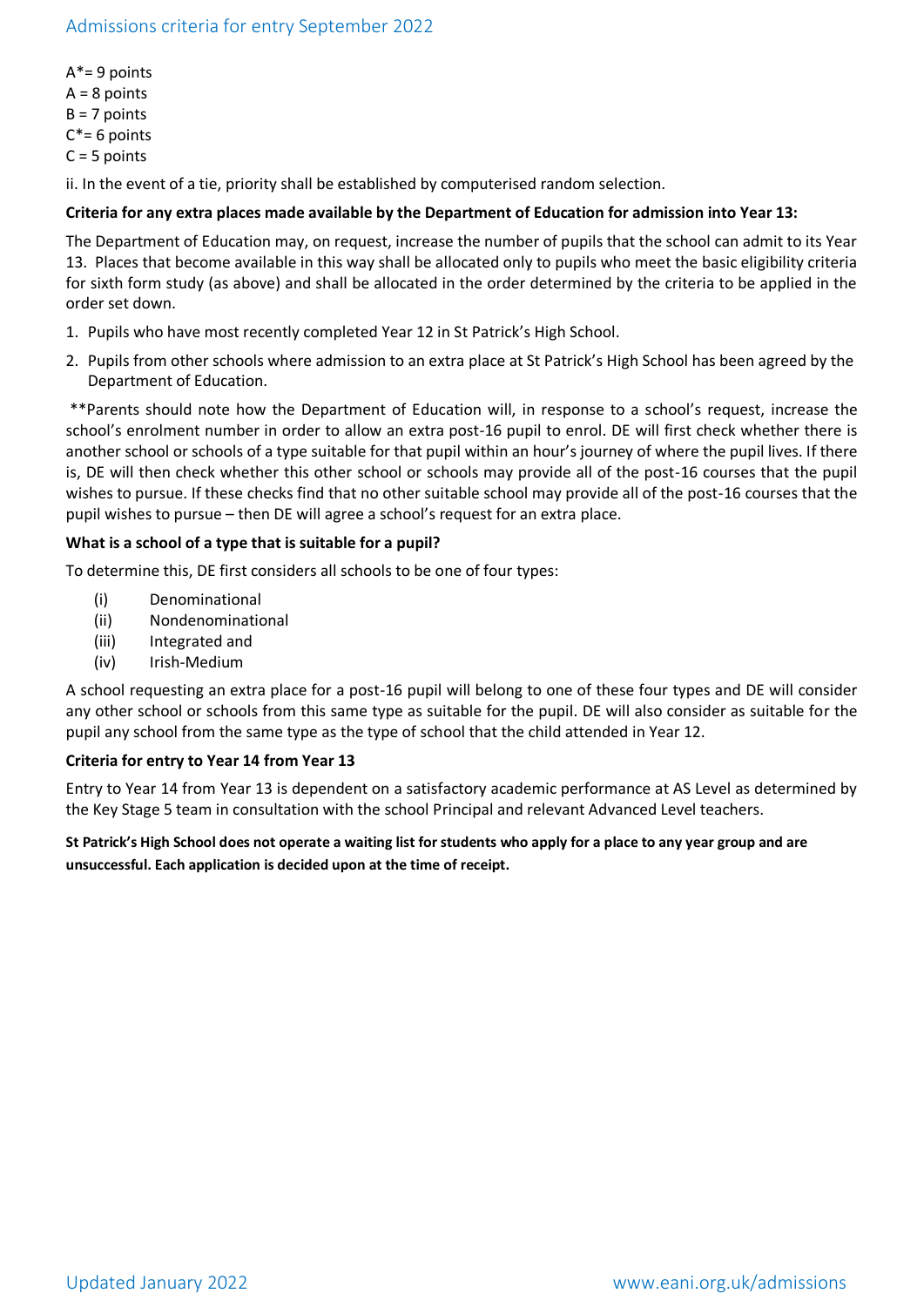A*= 9 points
A = 8 points
B = 7 points
C*= 6 points
C = 5 points

ii. In the event of a tie, priority shall be established by computerised random selection.

**Criteria for any extra places made available by the Department of Education for admission into Year 13:**

The Department of Education may, on request, increase the number of pupils that the school can admit to its Year 13. Places that become available in this way shall be allocated only to pupils who meet the basic eligibility criteria for sixth form study (as above) and shall be allocated in the order determined by the criteria to be applied in the order set down.

1. Pupils who have most recently completed Year 12 in St Patrick's High School.
2. Pupils from other schools where admission to an extra place at St Patrick's High School has been agreed by the Department of Education.

**Parents should note how the Department of Education will, in response to a school's request, increase the school's enrolment number in order to allow an extra post-16 pupil to enrol. DE will first check whether there is another school or schools of a type suitable for that pupil within an hour's journey of where the pupil lives. If there is, DE will then check whether this other school or schools may provide all of the post-16 courses that the pupil wishes to pursue. If these checks find that no other suitable school may provide all of the post-16 courses that the pupil wishes to pursue – then DE will agree a school's request for an extra place.

**What is a school of a type that is suitable for a pupil?**

To determine this, DE first considers all schools to be one of four types:

(i) Denominational
(ii) Nondenominational
(iii) Integrated and
(iv) Irish-Medium

A school requesting an extra place for a post-16 pupil will belong to one of these four types and DE will consider any other school or schools from this same type as suitable for the pupil. DE will also consider as suitable for the pupil any school from the same type as the type of school that the child attended in Year 12.

**Criteria for entry to Year 14 from Year 13**

Entry to Year 14 from Year 13 is dependent on a satisfactory academic performance at AS Level as determined by the Key Stage 5 team in consultation with the school Principal and relevant Advanced Level teachers.

**St Patrick's High School does not operate a waiting list for students who apply for a place to any year group and are unsuccessful. Each application is decided upon at the time of receipt.**